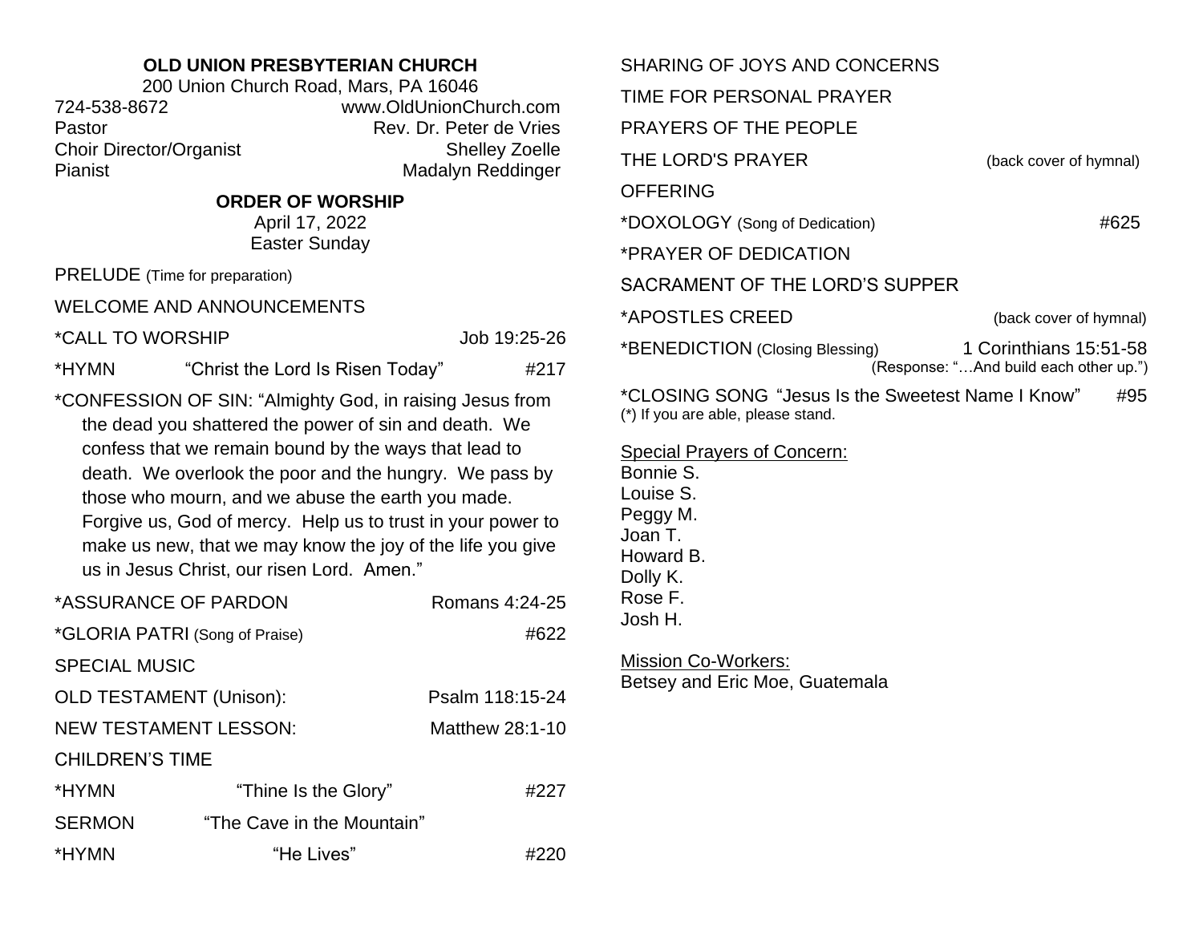**OLD UNION PRESBYTERIAN CHURCH**

200 Union Church Road, Mars, PA 16046

724-538-8672 — www.OldUnionChurch.com

Pastor — Rev. Dr. Peter de Vries

Choir Director/Organist — Shelley Zoelle

Pianist — Madalyn Reddinger

**ORDER OF WORSHIP**

April 17, 2022

Easter Sunday

PRELUDE (Time for preparation)

WELCOME AND ANNOUNCEMENTS

*CALL TO WORSHIP — Job 19:25-26

*HYMN — "Christ the Lord Is Risen Today" — #217

*CONFESSION OF SIN: "Almighty God, in raising Jesus from the dead you shattered the power of sin and death. We confess that we remain bound by the ways that lead to death. We overlook the poor and the hungry. We pass by those who mourn, and we abuse the earth you made. Forgive us, God of mercy. Help us to trust in your power to make us new, that we may know the joy of the life you give us in Jesus Christ, our risen Lord. Amen."

*ASSURANCE OF PARDON — Romans 4:24-25

*GLORIA PATRI (Song of Praise) — #622

SPECIAL MUSIC

OLD TESTAMENT (Unison): — Psalm 118:15-24

NEW TESTAMENT LESSON: — Matthew 28:1-10

CHILDREN'S TIME

*HYMN — "Thine Is the Glory" — #227

SERMON — "The Cave in the Mountain"

*HYMN — "He Lives" — #220

SHARING OF JOYS AND CONCERNS

TIME FOR PERSONAL PRAYER

PRAYERS OF THE PEOPLE

THE LORD'S PRAYER — (back cover of hymnal)

OFFERING

*DOXOLOGY (Song of Dedication) — #625

*PRAYER OF DEDICATION

SACRAMENT OF THE LORD'S SUPPER

*APOSTLES CREED — (back cover of hymnal)

*BENEDICTION (Closing Blessing) — 1 Corinthians 15:51-58
(Response: "…And build each other up.")

*CLOSING SONG "Jesus Is the Sweetest Name I Know" — #95

(*) If you are able, please stand.

Special Prayers of Concern:

Bonnie S.
Louise S.
Peggy M.
Joan T.
Howard B.
Dolly K.
Rose F.
Josh H.

Mission Co-Workers:

Betsey and Eric Moe, Guatemala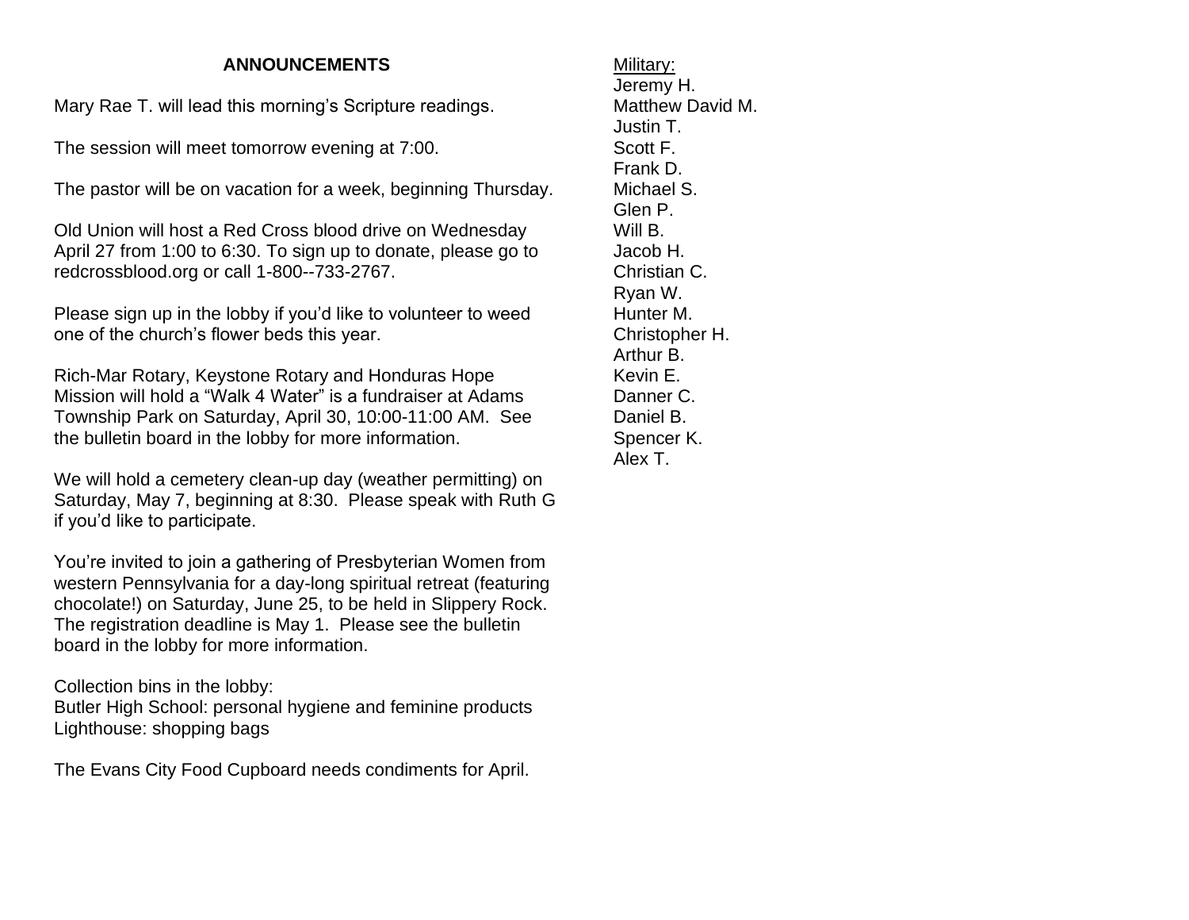**ANNOUNCEMENTS**

Mary Rae T. will lead this morning's Scripture readings.

The session will meet tomorrow evening at 7:00.

The pastor will be on vacation for a week, beginning Thursday.

Old Union will host a Red Cross blood drive on Wednesday April 27 from 1:00 to 6:30. To sign up to donate, please go to redcrossblood.org or call 1-800--733-2767.

Please sign up in the lobby if you'd like to volunteer to weed one of the church's flower beds this year.

Rich-Mar Rotary, Keystone Rotary and Honduras Hope Mission will hold a "Walk 4 Water" is a fundraiser at Adams Township Park on Saturday, April 30, 10:00-11:00 AM. See the bulletin board in the lobby for more information.

We will hold a cemetery clean-up day (weather permitting) on Saturday, May 7, beginning at 8:30. Please speak with Ruth G if you'd like to participate.

You're invited to join a gathering of Presbyterian Women from western Pennsylvania for a day-long spiritual retreat (featuring chocolate!) on Saturday, June 25, to be held in Slippery Rock. The registration deadline is May 1. Please see the bulletin board in the lobby for more information.

Collection bins in the lobby:
Butler High School: personal hygiene and feminine products
Lighthouse: shopping bags

The Evans City Food Cupboard needs condiments for April.

Military:
Jeremy H.
Matthew David M.
Justin T.
Scott F.
Frank D.
Michael S.
Glen P.
Will B.
Jacob H.
Christian C.
Ryan W.
Hunter M.
Christopher H.
Arthur B.
Kevin E.
Danner C.
Daniel B.
Spencer K.
Alex T.